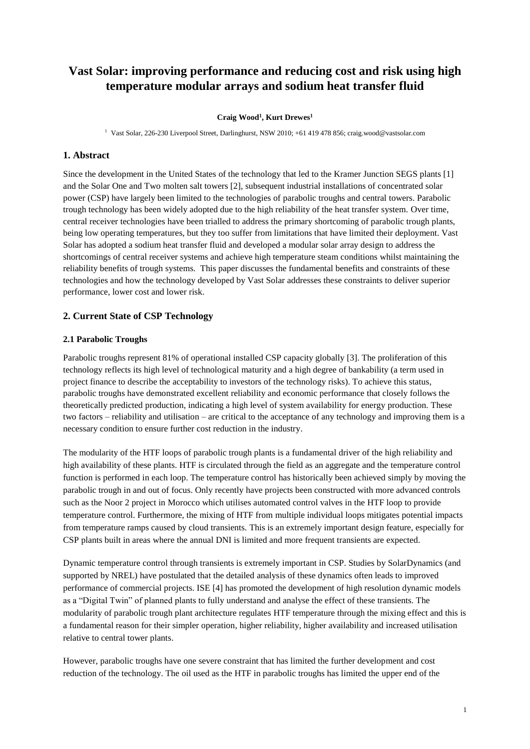# Vast Solar: improving performance and reducing cost and risk using high temperature modular arrays and sodium heat transfer fluid

**Craig Wood[1], Kurt Drewes[1]**

[1] Vast Solar, 226-230 Liverpool Street, Darlinghurst, NSW 2010; +61 419 478 856; craig.wood@vastsolar.com

## 1. Abstract

Since the development in the United States of the technology that led to the Kramer Junction SEGS plants [1] and the Solar One and Two molten salt towers [2], subsequent industrial installations of concentrated solar power (CSP) have largely been limited to the technologies of parabolic troughs and central towers. Parabolic trough technology has been widely adopted due to the high reliability of the heat transfer system. Over time, central receiver technologies have been trialled to address the primary shortcoming of parabolic trough plants, being low operating temperatures, but they too suffer from limitations that have limited their deployment. Vast Solar has adopted a sodium heat transfer fluid and developed a modular solar array design to address the shortcomings of central receiver systems and achieve high temperature steam conditions whilst maintaining the reliability benefits of trough systems. This paper discusses the fundamental benefits and constraints of these technologies and how the technology developed by Vast Solar addresses these constraints to deliver superior performance, lower cost and lower risk.

## 2. Current State of CSP Technology

### 2.1 Parabolic Troughs

Parabolic troughs represent 81% of operational installed CSP capacity globally [3]. The proliferation of this technology reflects its high level of technological maturity and a high degree of bankability (a term used in project finance to describe the acceptability to investors of the technology risks). To achieve this status, parabolic troughs have demonstrated excellent reliability and economic performance that closely follows the theoretically predicted production, indicating a high level of system availability for energy production. These two factors – reliability and utilisation – are critical to the acceptance of any technology and improving them is a necessary condition to ensure further cost reduction in the industry.

The modularity of the HTF loops of parabolic trough plants is a fundamental driver of the high reliability and high availability of these plants. HTF is circulated through the field as an aggregate and the temperature control function is performed in each loop. The temperature control has historically been achieved simply by moving the parabolic trough in and out of focus. Only recently have projects been constructed with more advanced controls such as the Noor 2 project in Morocco which utilises automated control valves in the HTF loop to provide temperature control. Furthermore, the mixing of HTF from multiple individual loops mitigates potential impacts from temperature ramps caused by cloud transients. This is an extremely important design feature, especially for CSP plants built in areas where the annual DNI is limited and more frequent transients are expected.

Dynamic temperature control through transients is extremely important in CSP. Studies by SolarDynamics (and supported by NREL) have postulated that the detailed analysis of these dynamics often leads to improved performance of commercial projects. ISE [4] has promoted the development of high resolution dynamic models as a "Digital Twin" of planned plants to fully understand and analyse the effect of these transients. The modularity of parabolic trough plant architecture regulates HTF temperature through the mixing effect and this is a fundamental reason for their simpler operation, higher reliability, higher availability and increased utilisation relative to central tower plants.

However, parabolic troughs have one severe constraint that has limited the further development and cost reduction of the technology. The oil used as the HTF in parabolic troughs has limited the upper end of the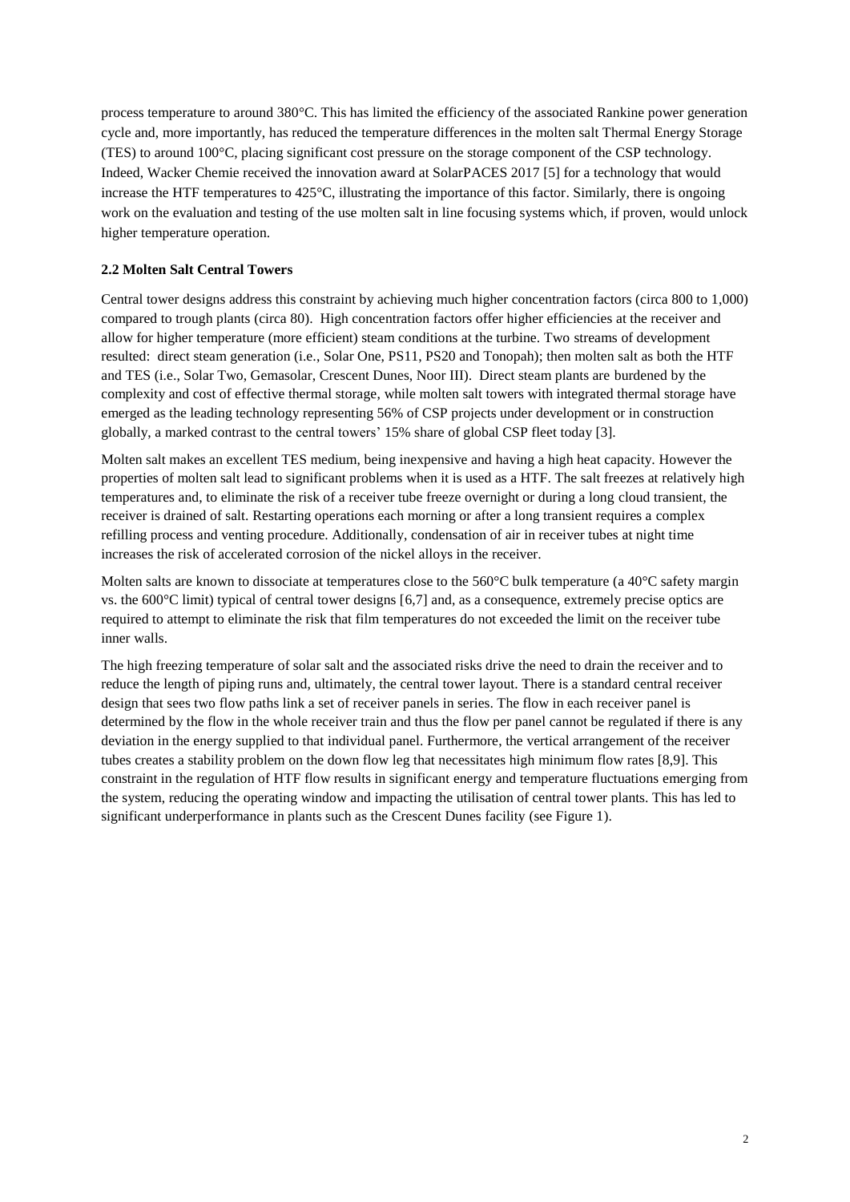process temperature to around 380°C. This has limited the efficiency of the associated Rankine power generation cycle and, more importantly, has reduced the temperature differences in the molten salt Thermal Energy Storage (TES) to around 100°C, placing significant cost pressure on the storage component of the CSP technology. Indeed, Wacker Chemie received the innovation award at SolarPACES 2017 [5] for a technology that would increase the HTF temperatures to 425°C, illustrating the importance of this factor. Similarly, there is ongoing work on the evaluation and testing of the use molten salt in line focusing systems which, if proven, would unlock higher temperature operation.

### 2.2 Molten Salt Central Towers

Central tower designs address this constraint by achieving much higher concentration factors (circa 800 to 1,000) compared to trough plants (circa 80). High concentration factors offer higher efficiencies at the receiver and allow for higher temperature (more efficient) steam conditions at the turbine. Two streams of development resulted: direct steam generation (i.e., Solar One, PS11, PS20 and Tonopah); then molten salt as both the HTF and TES (i.e., Solar Two, Gemasolar, Crescent Dunes, Noor III). Direct steam plants are burdened by the complexity and cost of effective thermal storage, while molten salt towers with integrated thermal storage have emerged as the leading technology representing 56% of CSP projects under development or in construction globally, a marked contrast to the central towers' 15% share of global CSP fleet today [3].

Molten salt makes an excellent TES medium, being inexpensive and having a high heat capacity. However the properties of molten salt lead to significant problems when it is used as a HTF. The salt freezes at relatively high temperatures and, to eliminate the risk of a receiver tube freeze overnight or during a long cloud transient, the receiver is drained of salt. Restarting operations each morning or after a long transient requires a complex refilling process and venting procedure. Additionally, condensation of air in receiver tubes at night time increases the risk of accelerated corrosion of the nickel alloys in the receiver.

Molten salts are known to dissociate at temperatures close to the 560°C bulk temperature (a 40°C safety margin vs. the 600°C limit) typical of central tower designs [6,7] and, as a consequence, extremely precise optics are required to attempt to eliminate the risk that film temperatures do not exceeded the limit on the receiver tube inner walls.

The high freezing temperature of solar salt and the associated risks drive the need to drain the receiver and to reduce the length of piping runs and, ultimately, the central tower layout. There is a standard central receiver design that sees two flow paths link a set of receiver panels in series. The flow in each receiver panel is determined by the flow in the whole receiver train and thus the flow per panel cannot be regulated if there is any deviation in the energy supplied to that individual panel. Furthermore, the vertical arrangement of the receiver tubes creates a stability problem on the down flow leg that necessitates high minimum flow rates [8,9]. This constraint in the regulation of HTF flow results in significant energy and temperature fluctuations emerging from the system, reducing the operating window and impacting the utilisation of central tower plants. This has led to significant underperformance in plants such as the Crescent Dunes facility (see Figure 1).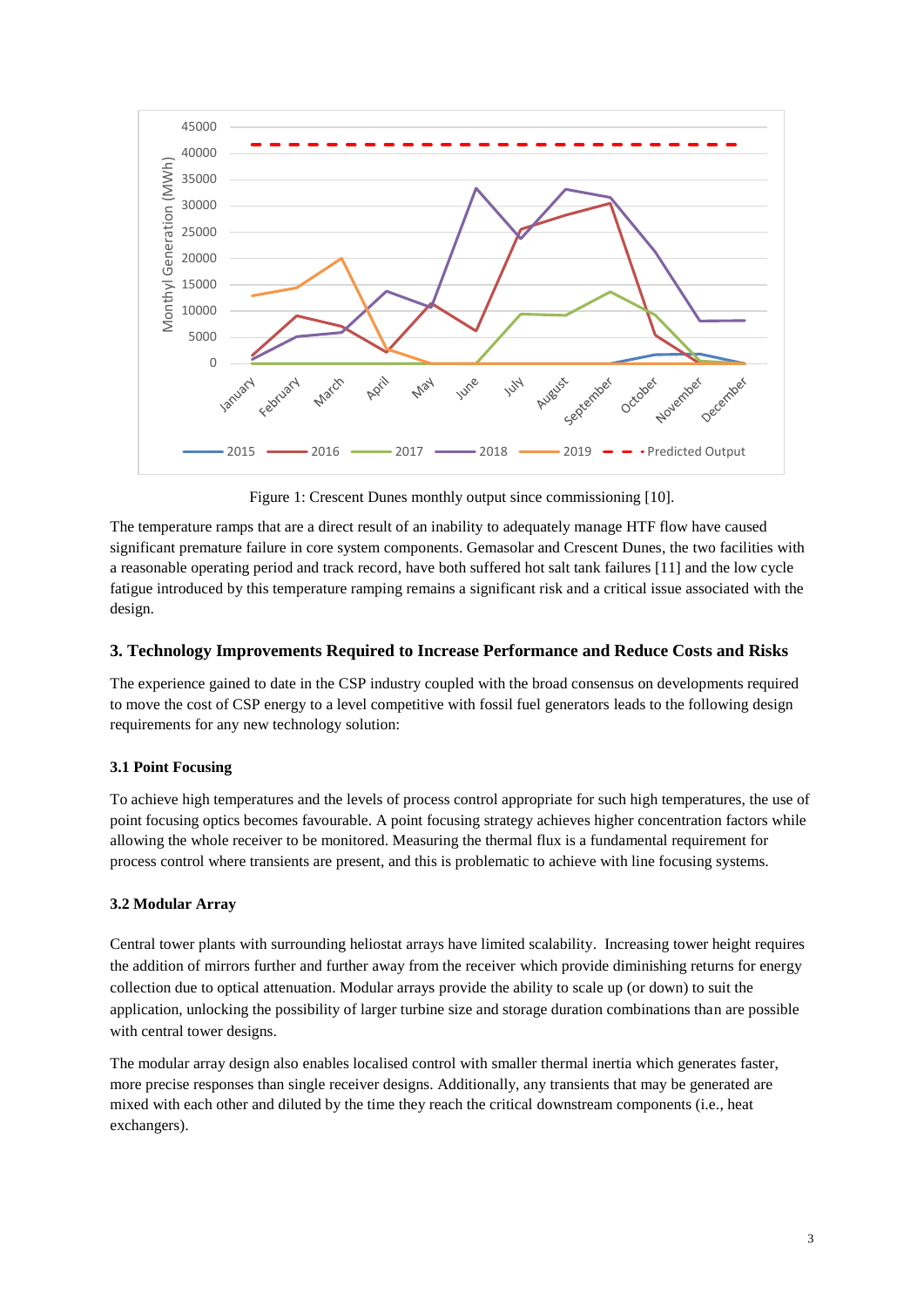Figure 1: Crescent Dunes monthly output since commissioning [10].

The temperature ramps that are a direct result of an inability to adequately manage HTF flow have caused significant premature failure in core system components. Gemasolar and Crescent Dunes, the two facilities with a reasonable operating period and track record, have both suffered hot salt tank failures [11] and the low cycle fatigue introduced by this temperature ramping remains a significant risk and a critical issue associated with the design.

## 3. Technology Improvements Required to Increase Performance and Reduce Costs and Risks

The experience gained to date in the CSP industry coupled with the broad consensus on developments required to move the cost of CSP energy to a level competitive with fossil fuel generators leads to the following design requirements for any new technology solution:

### 3.1 Point Focusing

To achieve high temperatures and the levels of process control appropriate for such high temperatures, the use of point focusing optics becomes favourable. A point focusing strategy achieves higher concentration factors while allowing the whole receiver to be monitored. Measuring the thermal flux is a fundamental requirement for process control where transients are present, and this is problematic to achieve with line focusing systems.

### 3.2 Modular Array

Central tower plants with surrounding heliostat arrays have limited scalability. Increasing tower height requires the addition of mirrors further and further away from the receiver which provide diminishing returns for energy collection due to optical attenuation. Modular arrays provide the ability to scale up (or down) to suit the application, unlocking the possibility of larger turbine size and storage duration combinations than are possible with central tower designs.

The modular array design also enables localised control with smaller thermal inertia which generates faster, more precise responses than single receiver designs. Additionally, any transients that may be generated are mixed with each other and diluted by the time they reach the critical downstream components (i.e., heat exchangers).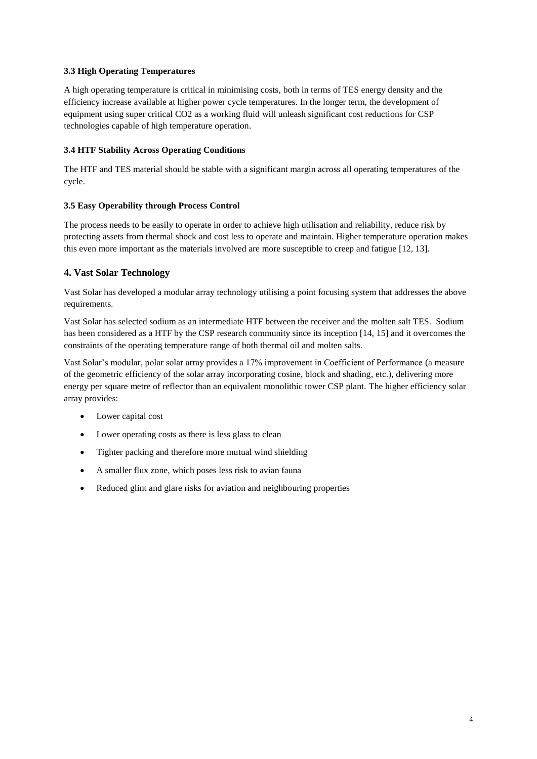### 3.3 High Operating Temperatures

A high operating temperature is critical in minimising costs, both in terms of TES energy density and the efficiency increase available at higher power cycle temperatures. In the longer term, the development of equipment using super critical $CO_2$ as a working fluid will unleash significant cost reductions for CSP technologies capable of high temperature operation.

### 3.4 HTF Stability Across Operating Conditions

The HTF and TES material should be stable with a significant margin across all operating temperatures of the cycle.

### 3.5 Easy Operability through Process Control

The process needs to be easily to operate in order to achieve high utilisation and reliability, reduce risk by protecting assets from thermal shock and cost less to operate and maintain. Higher temperature operation makes this even more important as the materials involved are more susceptible to creep and fatigue [12, 13].

## 4. Vast Solar Technology

Vast Solar has developed a modular array technology utilising a point focusing system that addresses the above requirements.

Vast Solar has selected sodium as an intermediate HTF between the receiver and the molten salt TES. Sodium has been considered as a HTF by the CSP research community since its inception [14, 15] and it overcomes the constraints of the operating temperature range of both thermal oil and molten salts.

Vast Solar's modular, polar solar array provides a 17% improvement in Coefficient of Performance (a measure of the geometric efficiency of the solar array incorporating cosine, block and shading, etc.), delivering more energy per square metre of reflector than an equivalent monolithic tower CSP plant. The higher efficiency solar array provides:

- Lower capital cost
- Lower operating costs as there is less glass to clean
- Tighter packing and therefore more mutual wind shielding
- A smaller flux zone, which poses less risk to avian fauna
- Reduced glint and glare risks for aviation and neighbouring properties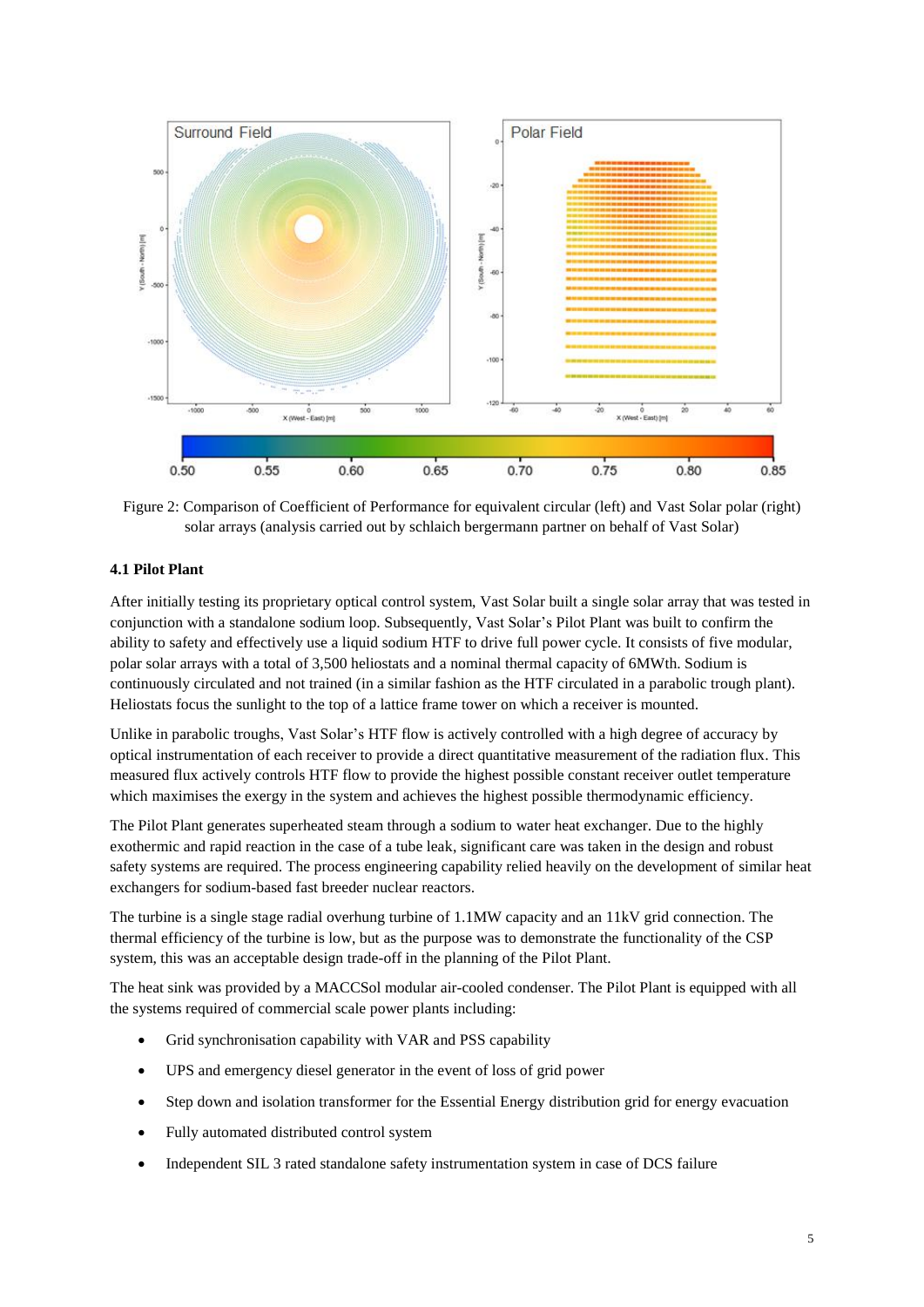Figure 2: Comparison of Coefficient of Performance for equivalent circular (left) and Vast Solar polar (right) solar arrays (analysis carried out by schlaich bergermann partner on behalf of Vast Solar)

### 4.1 Pilot Plant

After initially testing its proprietary optical control system, Vast Solar built a single solar array that was tested in conjunction with a standalone sodium loop. Subsequently, Vast Solar's Pilot Plant was built to confirm the ability to safety and effectively use a liquid sodium HTF to drive full power cycle. It consists of five modular, polar solar arrays with a total of 3,500 heliostats and a nominal thermal capacity of 6MWth. Sodium is continuously circulated and not trained (in a similar fashion as the HTF circulated in a parabolic trough plant). Heliostats focus the sunlight to the top of a lattice frame tower on which a receiver is mounted.

Unlike in parabolic troughs, Vast Solar's HTF flow is actively controlled with a high degree of accuracy by optical instrumentation of each receiver to provide a direct quantitative measurement of the radiation flux. This measured flux actively controls HTF flow to provide the highest possible constant receiver outlet temperature which maximises the exergy in the system and achieves the highest possible thermodynamic efficiency.

The Pilot Plant generates superheated steam through a sodium to water heat exchanger. Due to the highly exothermic and rapid reaction in the case of a tube leak, significant care was taken in the design and robust safety systems are required. The process engineering capability relied heavily on the development of similar heat exchangers for sodium-based fast breeder nuclear reactors.

The turbine is a single stage radial overhung turbine of 1.1MW capacity and an 11kV grid connection. The thermal efficiency of the turbine is low, but as the purpose was to demonstrate the functionality of the CSP system, this was an acceptable design trade-off in the planning of the Pilot Plant.

The heat sink was provided by a MACCSol modular air-cooled condenser. The Pilot Plant is equipped with all the systems required of commercial scale power plants including:

- Grid synchronisation capability with VAR and PSS capability
- UPS and emergency diesel generator in the event of loss of grid power
- Step down and isolation transformer for the Essential Energy distribution grid for energy evacuation
- Fully automated distributed control system
- Independent SIL 3 rated standalone safety instrumentation system in case of DCS failure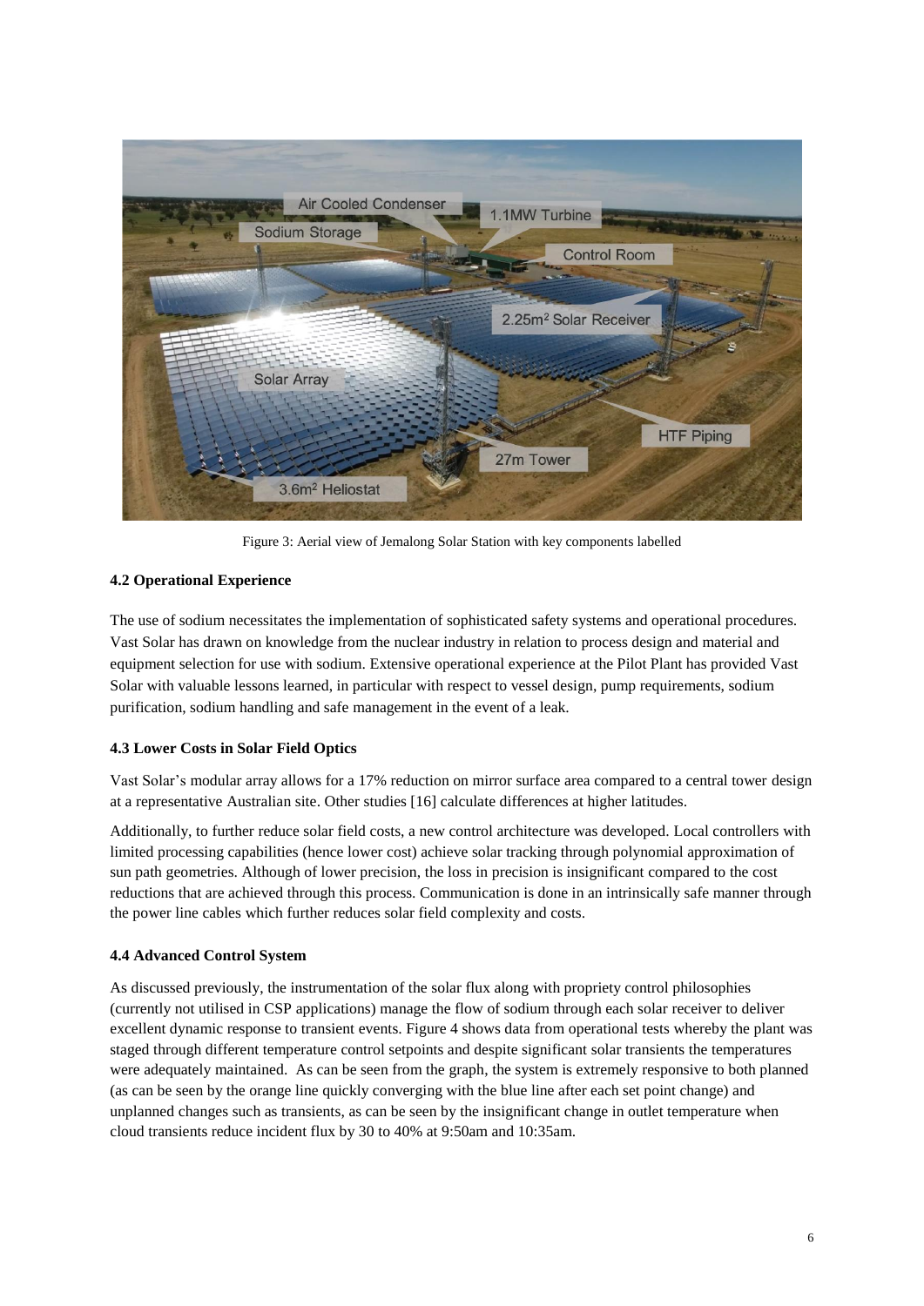Figure 3: Aerial view of Jemalong Solar Station with key components labelled

### 4.2 Operational Experience

The use of sodium necessitates the implementation of sophisticated safety systems and operational procedures. Vast Solar has drawn on knowledge from the nuclear industry in relation to process design and material and equipment selection for use with sodium. Extensive operational experience at the Pilot Plant has provided Vast Solar with valuable lessons learned, in particular with respect to vessel design, pump requirements, sodium purification, sodium handling and safe management in the event of a leak.

### 4.3 Lower Costs in Solar Field Optics

Vast Solar's modular array allows for a 17% reduction on mirror surface area compared to a central tower design at a representative Australian site. Other studies [16] calculate differences at higher latitudes.

Additionally, to further reduce solar field costs, a new control architecture was developed. Local controllers with limited processing capabilities (hence lower cost) achieve solar tracking through polynomial approximation of sun path geometries. Although of lower precision, the loss in precision is insignificant compared to the cost reductions that are achieved through this process. Communication is done in an intrinsically safe manner through the power line cables which further reduces solar field complexity and costs.

### 4.4 Advanced Control System

As discussed previously, the instrumentation of the solar flux along with propriety control philosophies (currently not utilised in CSP applications) manage the flow of sodium through each solar receiver to deliver excellent dynamic response to transient events. Figure 4 shows data from operational tests whereby the plant was staged through different temperature control setpoints and despite significant solar transients the temperatures were adequately maintained. As can be seen from the graph, the system is extremely responsive to both planned (as can be seen by the orange line quickly converging with the blue line after each set point change) and unplanned changes such as transients, as can be seen by the insignificant change in outlet temperature when cloud transients reduce incident flux by 30 to 40% at 9:50am and 10:35am.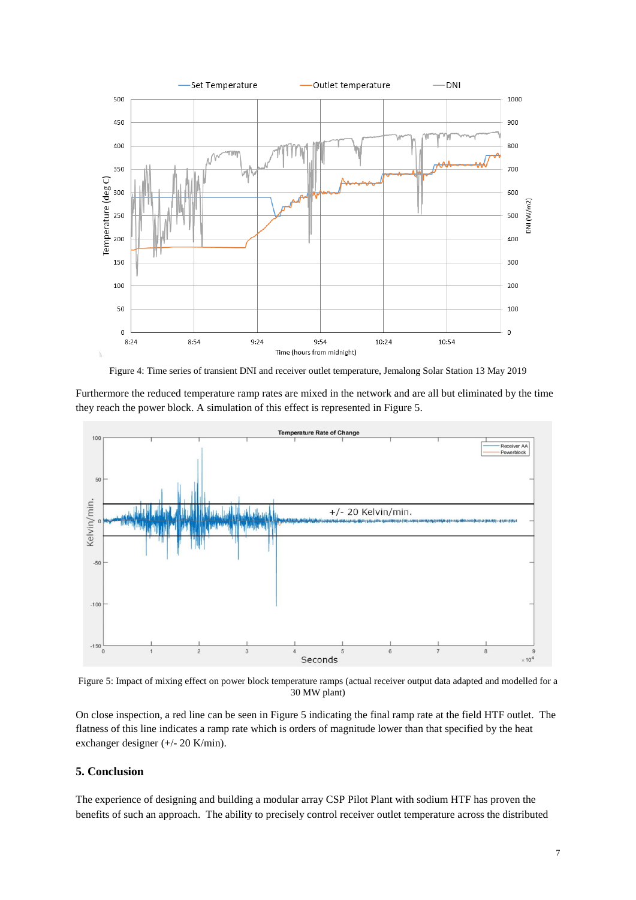Figure 4: Time series of transient DNI and receiver outlet temperature, Jemalong Solar Station 13 May 2019

Furthermore the reduced temperature ramp rates are mixed in the network and are all but eliminated by the time they reach the power block. A simulation of this effect is represented in Figure 5.

Figure 5: Impact of mixing effect on power block temperature ramps (actual receiver output data adapted and modelled for a 30 MW plant)

On close inspection, a red line can be seen in Figure 5 indicating the final ramp rate at the field HTF outlet. The flatness of this line indicates a ramp rate which is orders of magnitude lower than that specified by the heat exchanger designer (+/- 20 K/min).

## 5. Conclusion

The experience of designing and building a modular array CSP Pilot Plant with sodium HTF has proven the benefits of such an approach. The ability to precisely control receiver outlet temperature across the distributed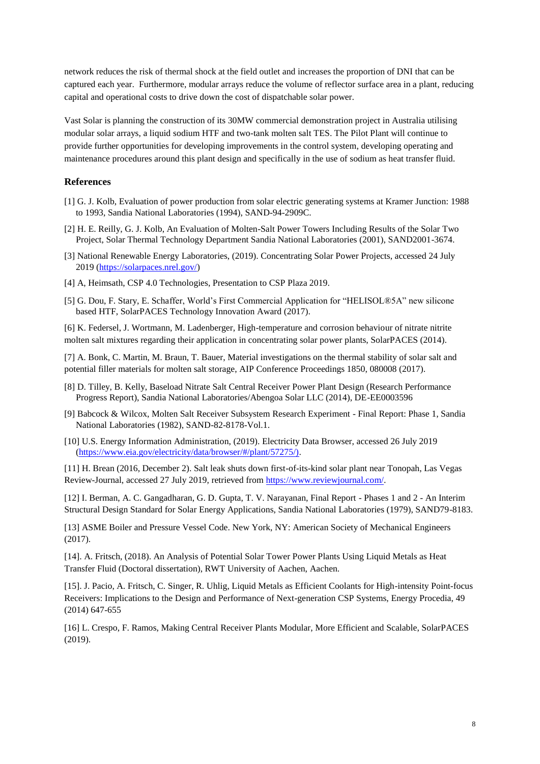network reduces the risk of thermal shock at the field outlet and increases the proportion of DNI that can be captured each year. Furthermore, modular arrays reduce the volume of reflector surface area in a plant, reducing capital and operational costs to drive down the cost of dispatchable solar power.

Vast Solar is planning the construction of its 30MW commercial demonstration project in Australia utilising modular solar arrays, a liquid sodium HTF and two-tank molten salt TES. The Pilot Plant will continue to provide further opportunities for developing improvements in the control system, developing operating and maintenance procedures around this plant design and specifically in the use of sodium as heat transfer fluid.

## References

[1] G. J. Kolb, Evaluation of power production from solar electric generating systems at Kramer Junction: 1988 to 1993, Sandia National Laboratories (1994), SAND-94-2909C.

[2] H. E. Reilly, G. J. Kolb, An Evaluation of Molten-Salt Power Towers Including Results of the Solar Two Project, Solar Thermal Technology Department Sandia National Laboratories (2001), SAND2001-3674.

[3] National Renewable Energy Laboratories, (2019). Concentrating Solar Power Projects, accessed 24 July 2019 (https://solarpaces.nrel.gov/)

[4] A, Heimsath, CSP 4.0 Technologies, Presentation to CSP Plaza 2019.

[5] G. Dou, F. Stary, E. Schaffer, World's First Commercial Application for "HELISOL®5A" new silicone based HTF, SolarPACES Technology Innovation Award (2017).

[6] K. Federsel, J. Wortmann, M. Ladenberger, High-temperature and corrosion behaviour of nitrate nitrite molten salt mixtures regarding their application in concentrating solar power plants, SolarPACES (2014).

[7] A. Bonk, C. Martin, M. Braun, T. Bauer, Material investigations on the thermal stability of solar salt and potential filler materials for molten salt storage, AIP Conference Proceedings 1850, 080008 (2017).

[8] D. Tilley, B. Kelly, Baseload Nitrate Salt Central Receiver Power Plant Design (Research Performance Progress Report), Sandia National Laboratories/Abengoa Solar LLC (2014), DE-EE0003596

[9] Babcock & Wilcox, Molten Salt Receiver Subsystem Research Experiment - Final Report: Phase 1, Sandia National Laboratories (1982), SAND-82-8178-Vol.1.

[10] U.S. Energy Information Administration, (2019). Electricity Data Browser, accessed 26 July 2019 (https://www.eia.gov/electricity/data/browser/#/plant/57275/).

[11] H. Brean (2016, December 2). Salt leak shuts down first-of-its-kind solar plant near Tonopah, Las Vegas Review-Journal, accessed 27 July 2019, retrieved from https://www.reviewjournal.com/.

[12] I. Berman, A. C. Gangadharan, G. D. Gupta, T. V. Narayanan, Final Report - Phases 1 and 2 - An Interim Structural Design Standard for Solar Energy Applications, Sandia National Laboratories (1979), SAND79-8183.

[13] ASME Boiler and Pressure Vessel Code. New York, NY: American Society of Mechanical Engineers (2017).

[14]. A. Fritsch, (2018). An Analysis of Potential Solar Tower Power Plants Using Liquid Metals as Heat Transfer Fluid (Doctoral dissertation), RWT University of Aachen, Aachen.

[15]. J. Pacio, A. Fritsch, C. Singer, R. Uhlig, Liquid Metals as Efficient Coolants for High-intensity Point-focus Receivers: Implications to the Design and Performance of Next-generation CSP Systems, Energy Procedia, 49 (2014) 647-655

[16] L. Crespo, F. Ramos, Making Central Receiver Plants Modular, More Efficient and Scalable, SolarPACES (2019).